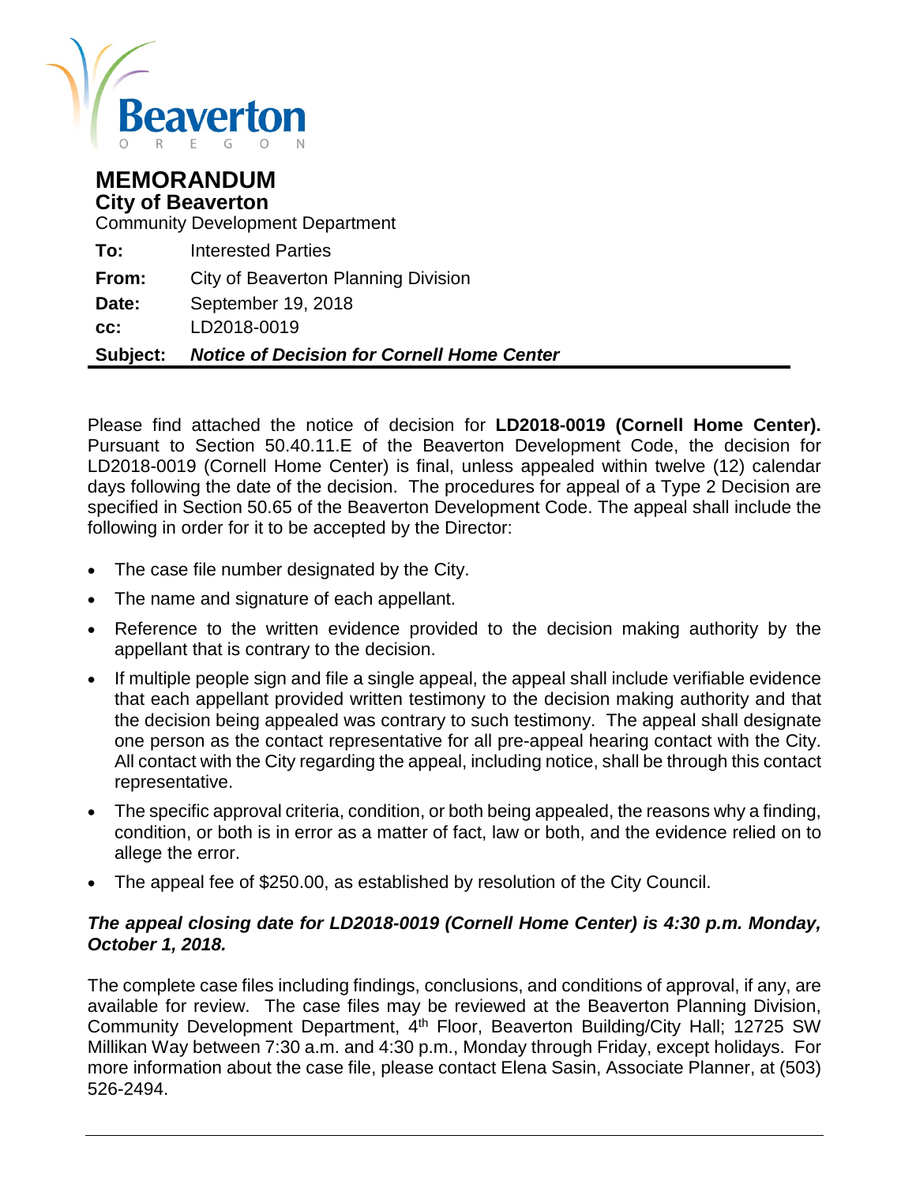Beaverton
OREGON

# MEMORANDUM

## City of Beaverton

Community Development Department

| | |
|---|---|
| **To:** | Interested Parties |
| **From:** | City of Beaverton Planning Division |
| **Date:** | September 19, 2018 |
| **cc:** | LD2018-0019 |
| **Subject:** | ***Notice of Decision for Cornell Home Center*** |

Please find attached the notice of decision for **LD2018-0019 (Cornell Home Center).** Pursuant to Section 50.40.11.E of the Beaverton Development Code, the decision for LD2018-0019 (Cornell Home Center) is final, unless appealed within twelve (12) calendar days following the date of the decision. The procedures for appeal of a Type 2 Decision are specified in Section 50.65 of the Beaverton Development Code. The appeal shall include the following in order for it to be accepted by the Director:

- The case file number designated by the City.
- The name and signature of each appellant.
- Reference to the written evidence provided to the decision making authority by the appellant that is contrary to the decision.
- If multiple people sign and file a single appeal, the appeal shall include verifiable evidence that each appellant provided written testimony to the decision making authority and that the decision being appealed was contrary to such testimony. The appeal shall designate one person as the contact representative for all pre-appeal hearing contact with the City. All contact with the City regarding the appeal, including notice, shall be through this contact representative.
- The specific approval criteria, condition, or both being appealed, the reasons why a finding, condition, or both is in error as a matter of fact, law or both, and the evidence relied on to allege the error.
- The appeal fee of $250.00, as established by resolution of the City Council.

***The appeal closing date for LD2018-0019 (Cornell Home Center) is 4:30 p.m. Monday, October 1, 2018.***

The complete case files including findings, conclusions, and conditions of approval, if any, are available for review. The case files may be reviewed at the Beaverton Planning Division, Community Development Department, 4th Floor, Beaverton Building/City Hall; 12725 SW Millikan Way between 7:30 a.m. and 4:30 p.m., Monday through Friday, except holidays. For more information about the case file, please contact Elena Sasin, Associate Planner, at (503) 526-2494.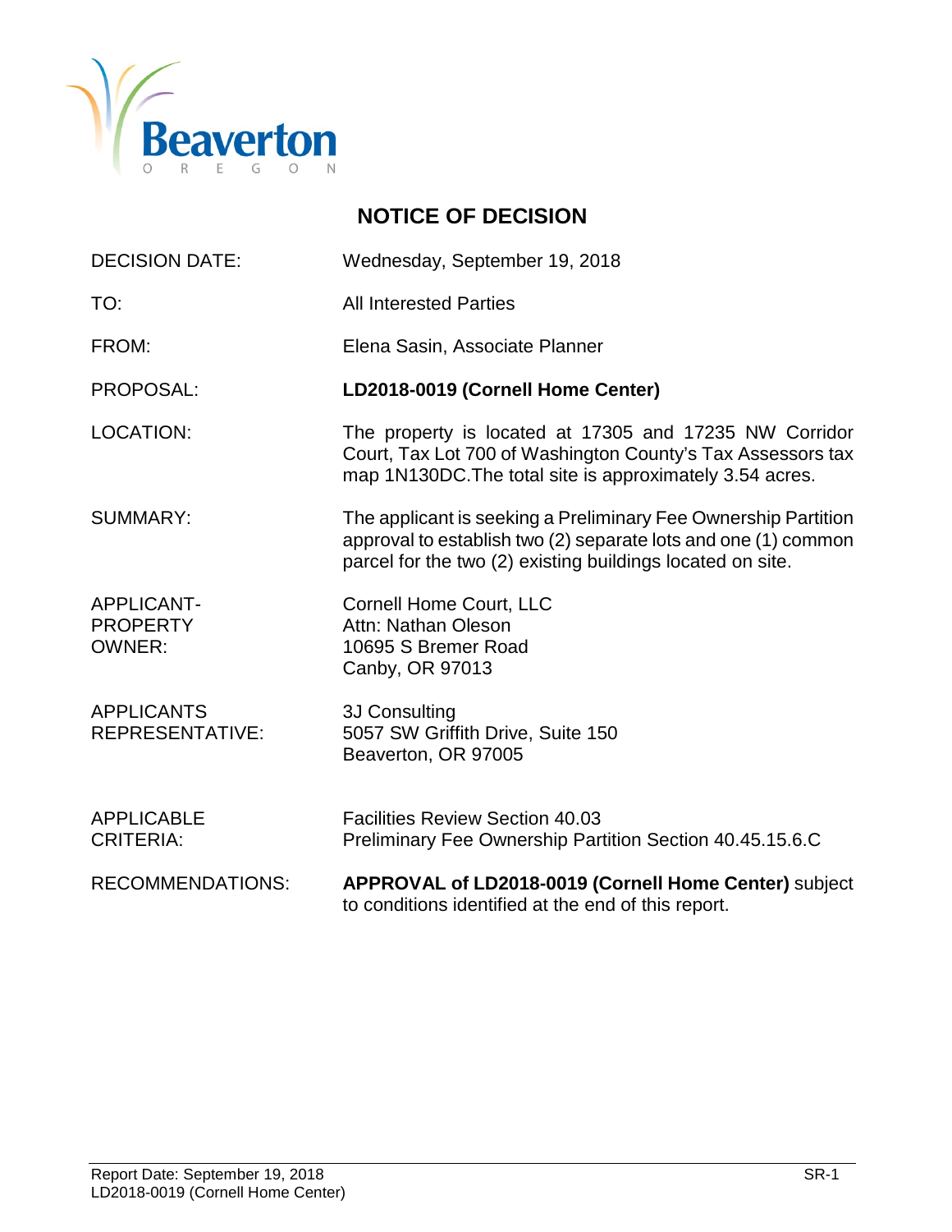Beaverton
OREGON

# NOTICE OF DECISION

| | |
|---|---|
| DECISION DATE: | Wednesday, September 19, 2018 |
| TO: | All Interested Parties |
| FROM: | Elena Sasin, Associate Planner |
| PROPOSAL: | **LD2018-0019 (Cornell Home Center)** |
| LOCATION: | The property is located at 17305 and 17235 NW Corridor Court, Tax Lot 700 of Washington County's Tax Assessors tax map 1N130DC.The total site is approximately 3.54 acres. |
| SUMMARY: | The applicant is seeking a Preliminary Fee Ownership Partition approval to establish two (2) separate lots and one (1) common parcel for the two (2) existing buildings located on site. |
| APPLICANT-PROPERTY OWNER: | Cornell Home Court, LLC<br>Attn: Nathan Oleson<br>10695 S Bremer Road<br>Canby, OR 97013 |
| APPLICANTS REPRESENTATIVE: | 3J Consulting<br>5057 SW Griffith Drive, Suite 150<br>Beaverton, OR 97005 |
| APPLICABLE CRITERIA: | Facilities Review Section 40.03<br>Preliminary Fee Ownership Partition Section 40.45.15.6.C |
| RECOMMENDATIONS: | **APPROVAL of LD2018-0019 (Cornell Home Center)** subject to conditions identified at the end of this report. |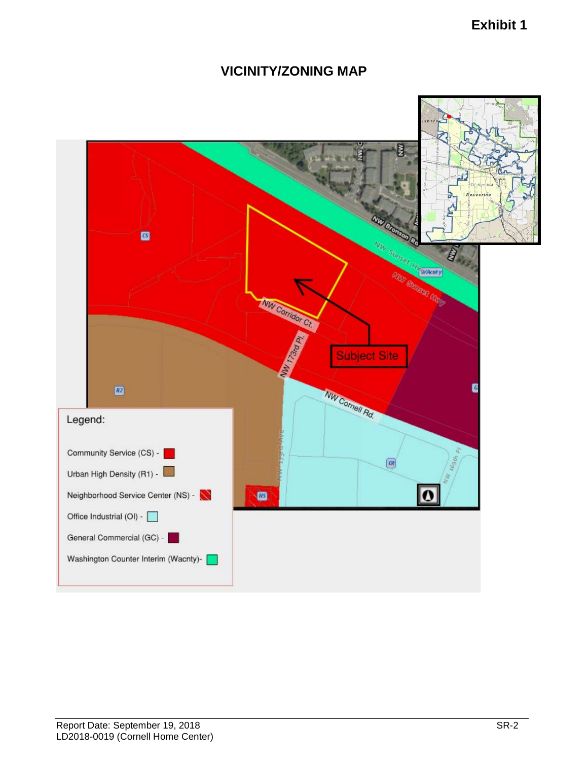**Exhibit 1**

# VICINITY/ZONING MAP

Legend:

- Community Service (CS)
- Urban High Density (R1)
- Neighborhood Service Center (NS)
- Office Industrial (OI)
- General Commercial (GC)
- Washington Counter Interim (Wacnty)

Subject Site

NW Corridor Ct.

NW 173rd Pl.

NW Cornell Rd.

NW Bronson Rd

NW Sunset Hwy

NW 173rd Ave

NW 46th Pl

Report Date: September 19, 2018
LD2018-0019 (Cornell Home Center)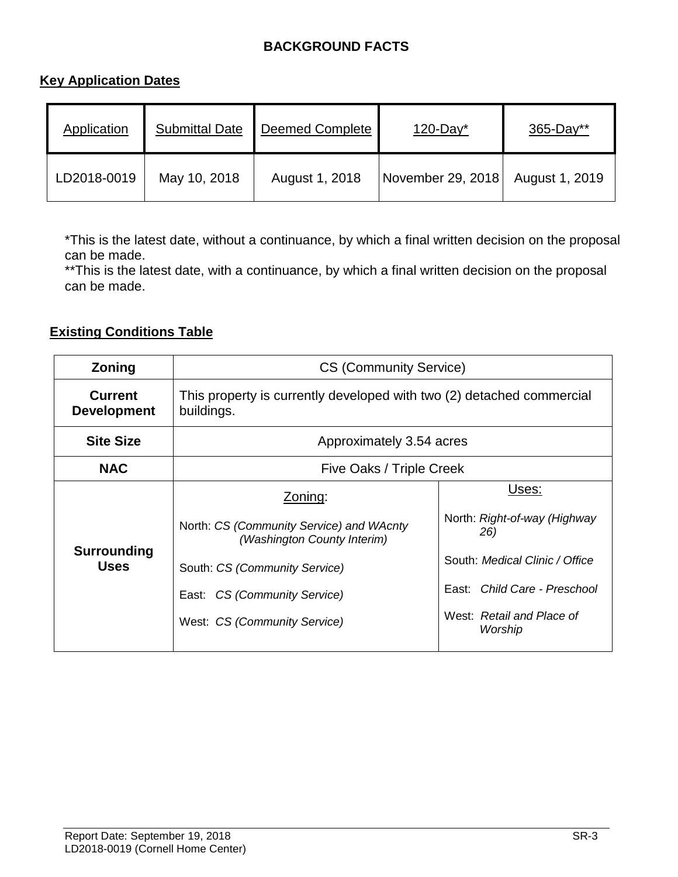## BACKGROUND FACTS

### Key Application Dates

| Application | Submittal Date | Deemed Complete | 120-Day* | 365-Day** |
|---|---|---|---|---|
| LD2018-0019 | May 10, 2018 | August 1, 2018 | November 29, 2018 | August 1, 2019 |

*This is the latest date, without a continuance, by which a final written decision on the proposal can be made.
**This is the latest date, with a continuance, by which a final written decision on the proposal can be made.

### Existing Conditions Table

| | | |
|---|---|---|
| **Zoning** | CS (Community Service) | |
| **Current Development** | This property is currently developed with two (2) detached commercial buildings. | |
| **Site Size** | Approximately 3.54 acres | |
| **NAC** | Five Oaks / Triple Creek | |
| **Surrounding Uses** | Zoning:<br>North: *CS (Community Service) and WAcnty (Washington County Interim)*<br>South: *CS (Community Service)*<br>East: *CS (Community Service)*<br>West: *CS (Community Service)* | Uses:<br>North: *Right-of-way (Highway 26)*<br>South: *Medical Clinic / Office*<br>East: *Child Care - Preschool*<br>West: *Retail and Place of Worship* |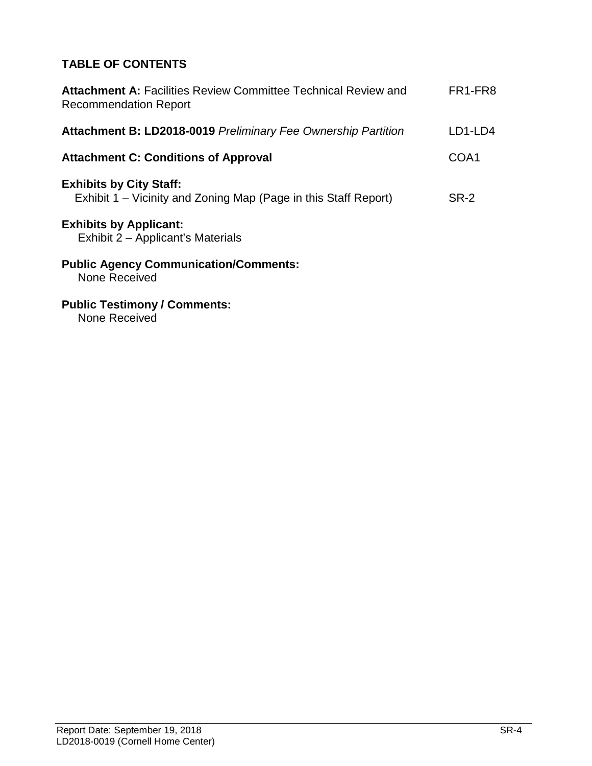## TABLE OF CONTENTS

| | |
|---|---|
| **Attachment A:** Facilities Review Committee Technical Review and Recommendation Report | FR1-FR8 |
| **Attachment B: LD2018-0019** *Preliminary Fee Ownership Partition* | LD1-LD4 |
| **Attachment C: Conditions of Approval** | COA1 |
| **Exhibits by City Staff:** Exhibit 1 – Vicinity and Zoning Map (Page in this Staff Report) | SR-2 |

**Exhibits by Applicant:**
Exhibit 2 – Applicant's Materials

**Public Agency Communication/Comments:**
None Received

**Public Testimony / Comments:**
None Received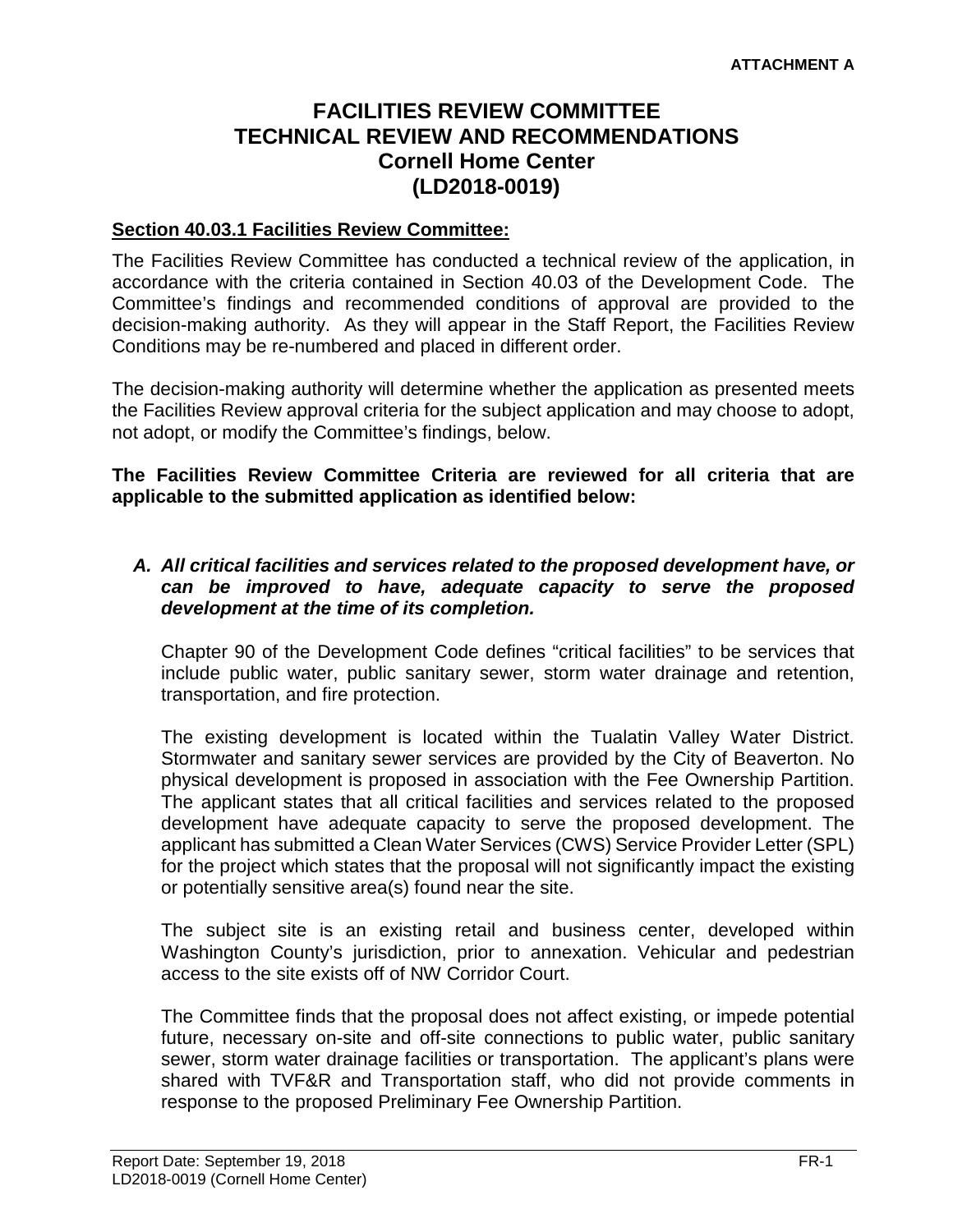**ATTACHMENT A**

# FACILITIES REVIEW COMMITTEE TECHNICAL REVIEW AND RECOMMENDATIONS Cornell Home Center (LD2018-0019)

**Section 40.03.1 Facilities Review Committee:**

The Facilities Review Committee has conducted a technical review of the application, in accordance with the criteria contained in Section 40.03 of the Development Code. The Committee's findings and recommended conditions of approval are provided to the decision-making authority. As they will appear in the Staff Report, the Facilities Review Conditions may be re-numbered and placed in different order.

The decision-making authority will determine whether the application as presented meets the Facilities Review approval criteria for the subject application and may choose to adopt, not adopt, or modify the Committee's findings, below.

**The Facilities Review Committee Criteria are reviewed for all criteria that are applicable to the submitted application as identified below:**

***A. All critical facilities and services related to the proposed development have, or can be improved to have, adequate capacity to serve the proposed development at the time of its completion.***

Chapter 90 of the Development Code defines "critical facilities" to be services that include public water, public sanitary sewer, storm water drainage and retention, transportation, and fire protection.

The existing development is located within the Tualatin Valley Water District. Stormwater and sanitary sewer services are provided by the City of Beaverton. No physical development is proposed in association with the Fee Ownership Partition. The applicant states that all critical facilities and services related to the proposed development have adequate capacity to serve the proposed development. The applicant has submitted a Clean Water Services (CWS) Service Provider Letter (SPL) for the project which states that the proposal will not significantly impact the existing or potentially sensitive area(s) found near the site.

The subject site is an existing retail and business center, developed within Washington County's jurisdiction, prior to annexation. Vehicular and pedestrian access to the site exists off of NW Corridor Court.

The Committee finds that the proposal does not affect existing, or impede potential future, necessary on-site and off-site connections to public water, public sanitary sewer, storm water drainage facilities or transportation. The applicant's plans were shared with TVF&R and Transportation staff, who did not provide comments in response to the proposed Preliminary Fee Ownership Partition.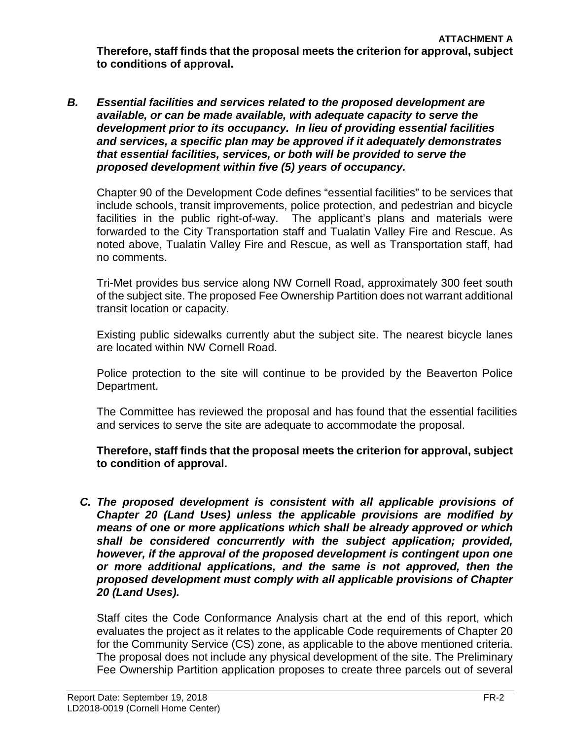**Therefore, staff finds that the proposal meets the criterion for approval, subject to conditions of approval.**

***B. Essential facilities and services related to the proposed development are available, or can be made available, with adequate capacity to serve the development prior to its occupancy. In lieu of providing essential facilities and services, a specific plan may be approved if it adequately demonstrates that essential facilities, services, or both will be provided to serve the proposed development within five (5) years of occupancy.***

Chapter 90 of the Development Code defines "essential facilities" to be services that include schools, transit improvements, police protection, and pedestrian and bicycle facilities in the public right-of-way. The applicant's plans and materials were forwarded to the City Transportation staff and Tualatin Valley Fire and Rescue. As noted above, Tualatin Valley Fire and Rescue, as well as Transportation staff, had no comments.

Tri-Met provides bus service along NW Cornell Road, approximately 300 feet south of the subject site. The proposed Fee Ownership Partition does not warrant additional transit location or capacity.

Existing public sidewalks currently abut the subject site. The nearest bicycle lanes are located within NW Cornell Road.

Police protection to the site will continue to be provided by the Beaverton Police Department.

The Committee has reviewed the proposal and has found that the essential facilities and services to serve the site are adequate to accommodate the proposal.

**Therefore, staff finds that the proposal meets the criterion for approval, subject to condition of approval.**

***C. The proposed development is consistent with all applicable provisions of Chapter 20 (Land Uses) unless the applicable provisions are modified by means of one or more applications which shall be already approved or which shall be considered concurrently with the subject application; provided, however, if the approval of the proposed development is contingent upon one or more additional applications, and the same is not approved, then the proposed development must comply with all applicable provisions of Chapter 20 (Land Uses).***

Staff cites the Code Conformance Analysis chart at the end of this report, which evaluates the project as it relates to the applicable Code requirements of Chapter 20 for the Community Service (CS) zone, as applicable to the above mentioned criteria. The proposal does not include any physical development of the site. The Preliminary Fee Ownership Partition application proposes to create three parcels out of several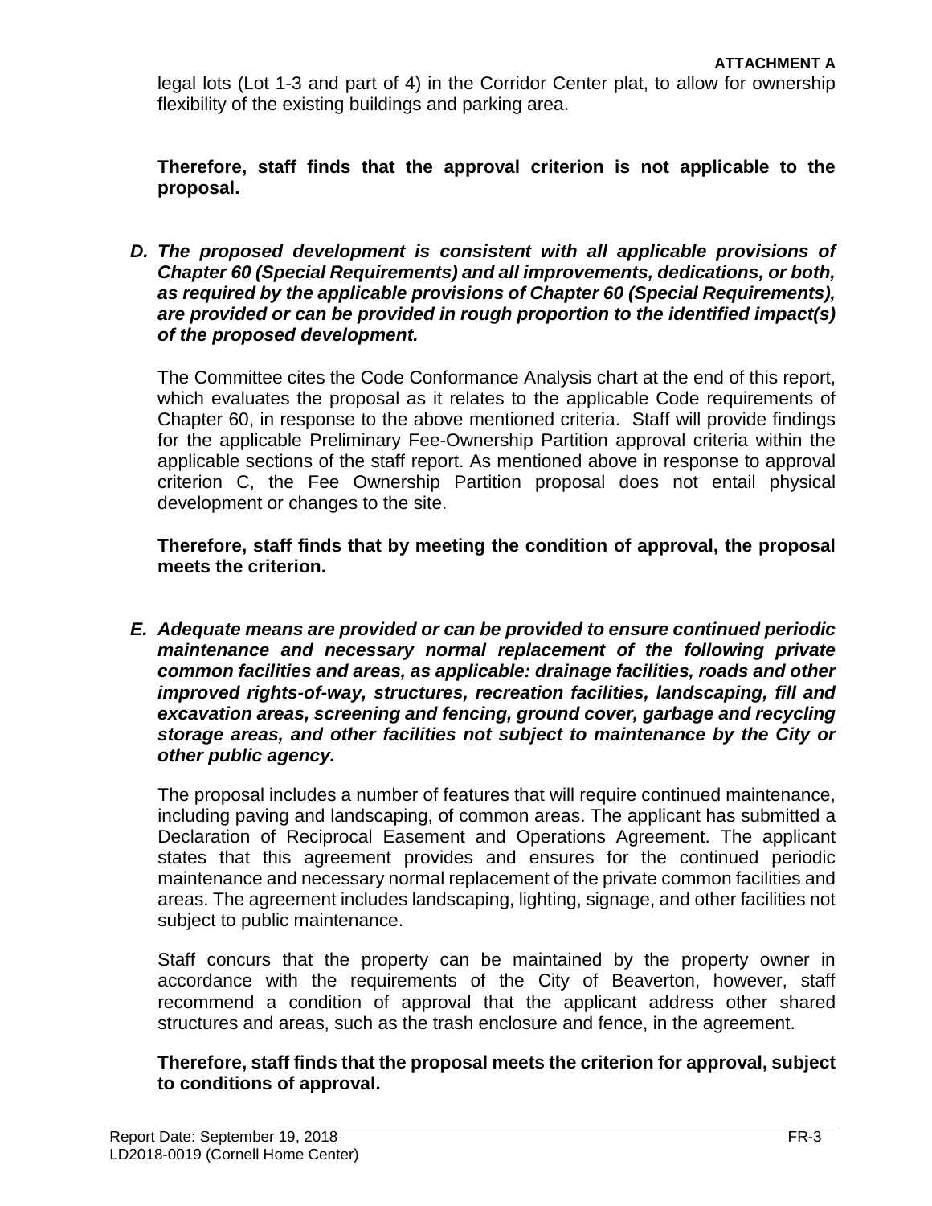legal lots (Lot 1-3 and part of 4) in the Corridor Center plat, to allow for ownership flexibility of the existing buildings and parking area.

**Therefore, staff finds that the approval criterion is not applicable to the proposal.**

***D. The proposed development is consistent with all applicable provisions of Chapter 60 (Special Requirements) and all improvements, dedications, or both, as required by the applicable provisions of Chapter 60 (Special Requirements), are provided or can be provided in rough proportion to the identified impact(s) of the proposed development.***

The Committee cites the Code Conformance Analysis chart at the end of this report, which evaluates the proposal as it relates to the applicable Code requirements of Chapter 60, in response to the above mentioned criteria. Staff will provide findings for the applicable Preliminary Fee-Ownership Partition approval criteria within the applicable sections of the staff report. As mentioned above in response to approval criterion C, the Fee Ownership Partition proposal does not entail physical development or changes to the site.

**Therefore, staff finds that by meeting the condition of approval, the proposal meets the criterion.**

***E. Adequate means are provided or can be provided to ensure continued periodic maintenance and necessary normal replacement of the following private common facilities and areas, as applicable: drainage facilities, roads and other improved rights-of-way, structures, recreation facilities, landscaping, fill and excavation areas, screening and fencing, ground cover, garbage and recycling storage areas, and other facilities not subject to maintenance by the City or other public agency.***

The proposal includes a number of features that will require continued maintenance, including paving and landscaping, of common areas. The applicant has submitted a Declaration of Reciprocal Easement and Operations Agreement. The applicant states that this agreement provides and ensures for the continued periodic maintenance and necessary normal replacement of the private common facilities and areas. The agreement includes landscaping, lighting, signage, and other facilities not subject to public maintenance.

Staff concurs that the property can be maintained by the property owner in accordance with the requirements of the City of Beaverton, however, staff recommend a condition of approval that the applicant address other shared structures and areas, such as the trash enclosure and fence, in the agreement.

**Therefore, staff finds that the proposal meets the criterion for approval, subject to conditions of approval.**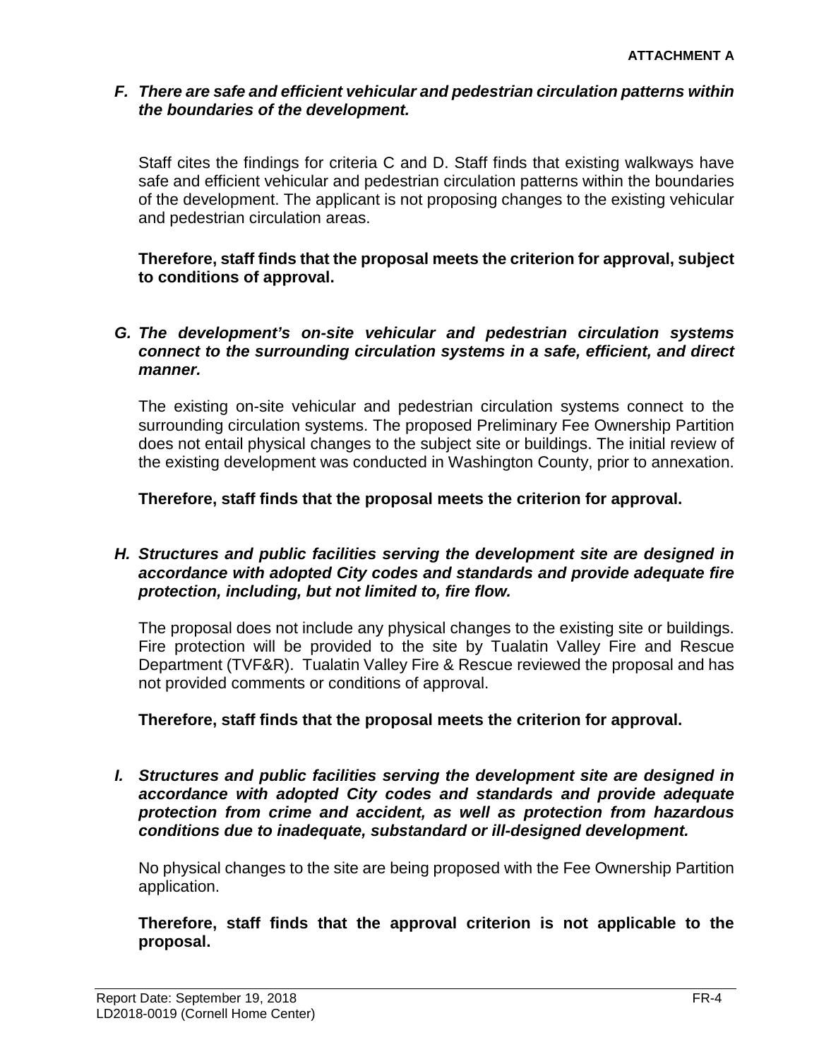***F. There are safe and efficient vehicular and pedestrian circulation patterns within the boundaries of the development.***

Staff cites the findings for criteria C and D. Staff finds that existing walkways have safe and efficient vehicular and pedestrian circulation patterns within the boundaries of the development. The applicant is not proposing changes to the existing vehicular and pedestrian circulation areas.

**Therefore, staff finds that the proposal meets the criterion for approval, subject to conditions of approval.**

***G. The development's on-site vehicular and pedestrian circulation systems connect to the surrounding circulation systems in a safe, efficient, and direct manner.***

The existing on-site vehicular and pedestrian circulation systems connect to the surrounding circulation systems. The proposed Preliminary Fee Ownership Partition does not entail physical changes to the subject site or buildings. The initial review of the existing development was conducted in Washington County, prior to annexation.

**Therefore, staff finds that the proposal meets the criterion for approval.**

***H. Structures and public facilities serving the development site are designed in accordance with adopted City codes and standards and provide adequate fire protection, including, but not limited to, fire flow.***

The proposal does not include any physical changes to the existing site or buildings. Fire protection will be provided to the site by Tualatin Valley Fire and Rescue Department (TVF&R). Tualatin Valley Fire & Rescue reviewed the proposal and has not provided comments or conditions of approval.

**Therefore, staff finds that the proposal meets the criterion for approval.**

***I. Structures and public facilities serving the development site are designed in accordance with adopted City codes and standards and provide adequate protection from crime and accident, as well as protection from hazardous conditions due to inadequate, substandard or ill-designed development.***

No physical changes to the site are being proposed with the Fee Ownership Partition application.

**Therefore, staff finds that the approval criterion is not applicable to the proposal.**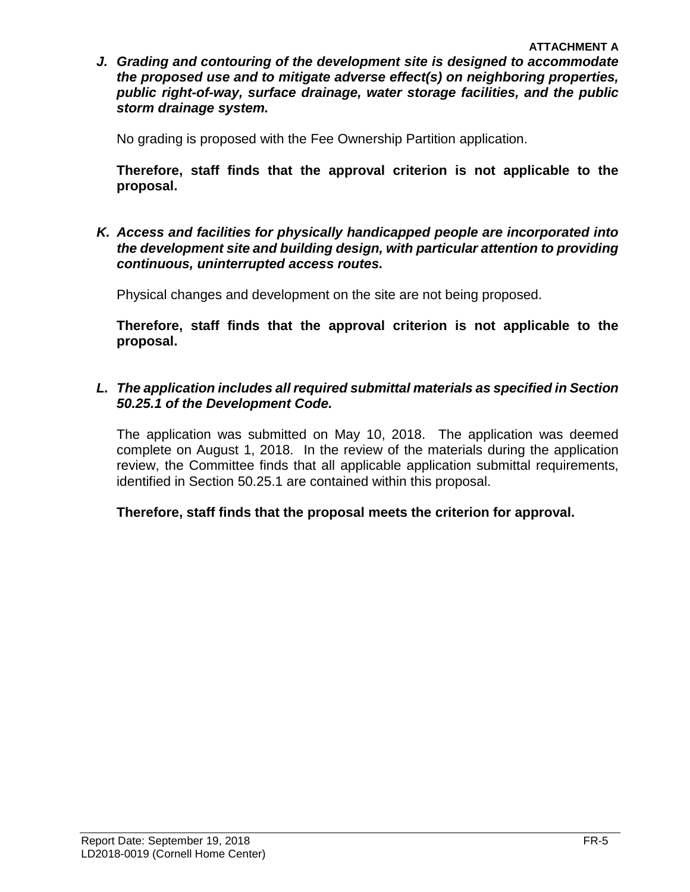**ATTACHMENT A**

***J. Grading and contouring of the development site is designed to accommodate the proposed use and to mitigate adverse effect(s) on neighboring properties, public right-of-way, surface drainage, water storage facilities, and the public storm drainage system.***

No grading is proposed with the Fee Ownership Partition application.

**Therefore, staff finds that the approval criterion is not applicable to the proposal.**

***K. Access and facilities for physically handicapped people are incorporated into the development site and building design, with particular attention to providing continuous, uninterrupted access routes.***

Physical changes and development on the site are not being proposed.

**Therefore, staff finds that the approval criterion is not applicable to the proposal.**

***L. The application includes all required submittal materials as specified in Section 50.25.1 of the Development Code.***

The application was submitted on May 10, 2018. The application was deemed complete on August 1, 2018. In the review of the materials during the application review, the Committee finds that all applicable application submittal requirements, identified in Section 50.25.1 are contained within this proposal.

**Therefore, staff finds that the proposal meets the criterion for approval.**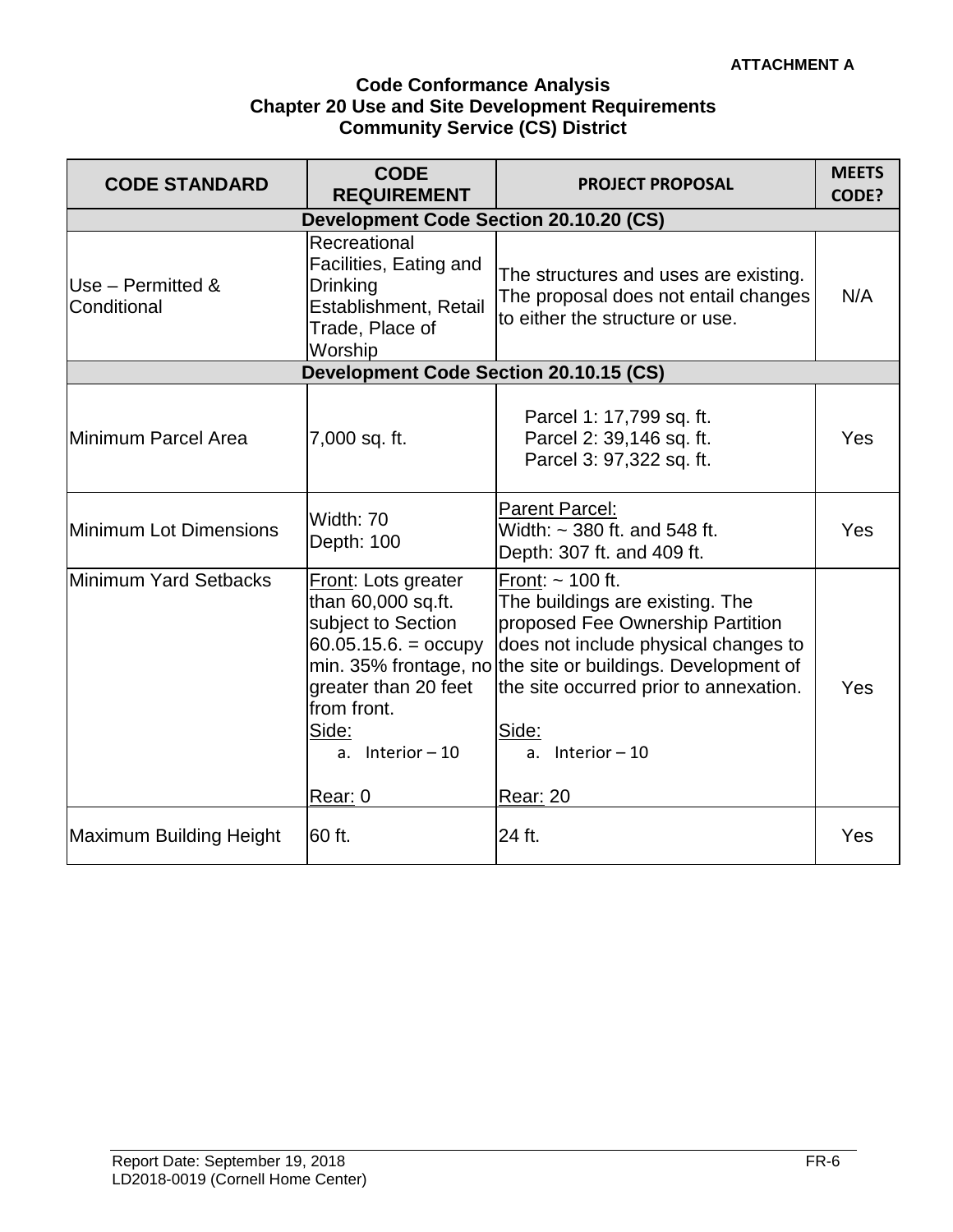ATTACHMENT A

**Code Conformance Analysis**
**Chapter 20 Use and Site Development Requirements**
**Community Service (CS) District**

| CODE STANDARD | CODE REQUIREMENT | PROJECT PROPOSAL | MEETS CODE? |
|---|---|---|---|
| **Development Code Section 20.10.20 (CS)** | | | |
| Use – Permitted & Conditional | Recreational Facilities, Eating and Drinking Establishment, Retail Trade, Place of Worship | The structures and uses are existing. The proposal does not entail changes to either the structure or use. | N/A |
| **Development Code Section 20.10.15 (CS)** | | | |
| Minimum Parcel Area | 7,000 sq. ft. | Parcel 1: 17,799 sq. ft.<br>Parcel 2: 39,146 sq. ft.<br>Parcel 3: 97,322 sq. ft. | Yes |
| Minimum Lot Dimensions | Width: 70<br>Depth: 100 | Parent Parcel:<br>Width: ~ 380 ft. and 548 ft.<br>Depth: 307 ft. and 409 ft. | Yes |
| Minimum Yard Setbacks | Front: Lots greater than 60,000 sq.ft. subject to Section 60.05.15.6. = occupy min. 35% frontage, no greater than 20 feet from front.<br>Side:<br>a. Interior – 10<br>Rear: 0 | Front: ~ 100 ft.<br>The buildings are existing. The proposed Fee Ownership Partition does not include physical changes to the site or buildings. Development of the site occurred prior to annexation.<br>Side:<br>a. Interior – 10<br>Rear: 20 | Yes |
| Maximum Building Height | 60 ft. | 24 ft. | Yes |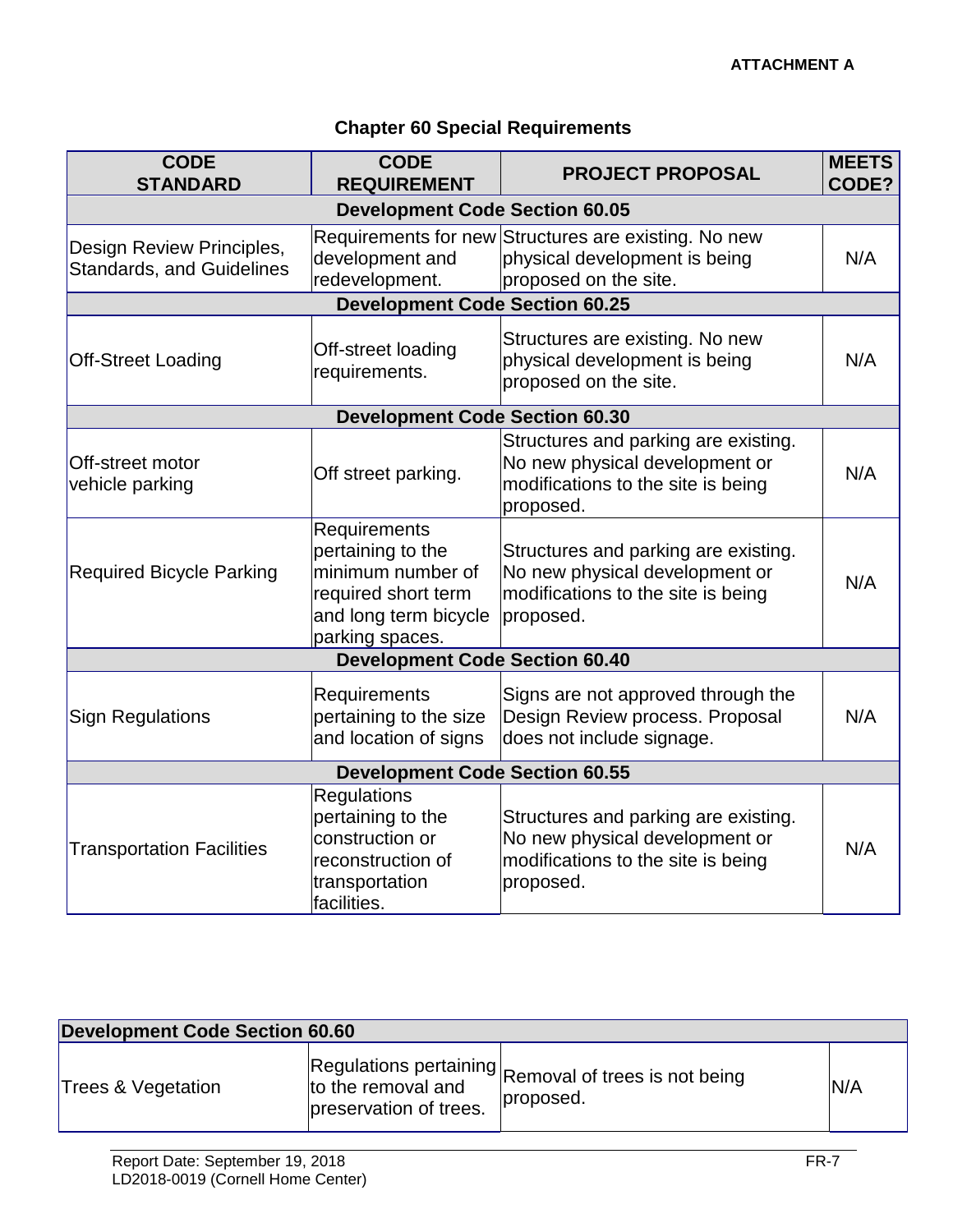**ATTACHMENT A**

## Chapter 60 Special Requirements

| CODE STANDARD | CODE REQUIREMENT | PROJECT PROPOSAL | MEETS CODE? |
|---|---|---|---|
| **Development Code Section 60.05** | | | |
| Design Review Principles, Standards, and Guidelines | Requirements for new development and redevelopment. | Structures are existing. No new physical development is being proposed on the site. | N/A |
| **Development Code Section 60.25** | | | |
| Off-Street Loading | Off-street loading requirements. | Structures are existing. No new physical development is being proposed on the site. | N/A |
| **Development Code Section 60.30** | | | |
| Off-street motor vehicle parking | Off street parking. | Structures and parking are existing. No new physical development or modifications to the site is being proposed. | N/A |
| Required Bicycle Parking | Requirements pertaining to the minimum number of required short term and long term bicycle parking spaces. | Structures and parking are existing. No new physical development or modifications to the site is being proposed. | N/A |
| **Development Code Section 60.40** | | | |
| Sign Regulations | Requirements pertaining to the size and location of signs | Signs are not approved through the Design Review process. Proposal does not include signage. | N/A |
| **Development Code Section 60.55** | | | |
| Transportation Facilities | Regulations pertaining to the construction or reconstruction of transportation facilities. | Structures and parking are existing. No new physical development or modifications to the site is being proposed. | N/A |
| **Development Code Section 60.60** | | | |
| Trees & Vegetation | Regulations pertaining to the removal and preservation of trees. | Removal of trees is not being proposed. | N/A |

Report Date: September 19, 2018
LD2018-0019 (Cornell Home Center)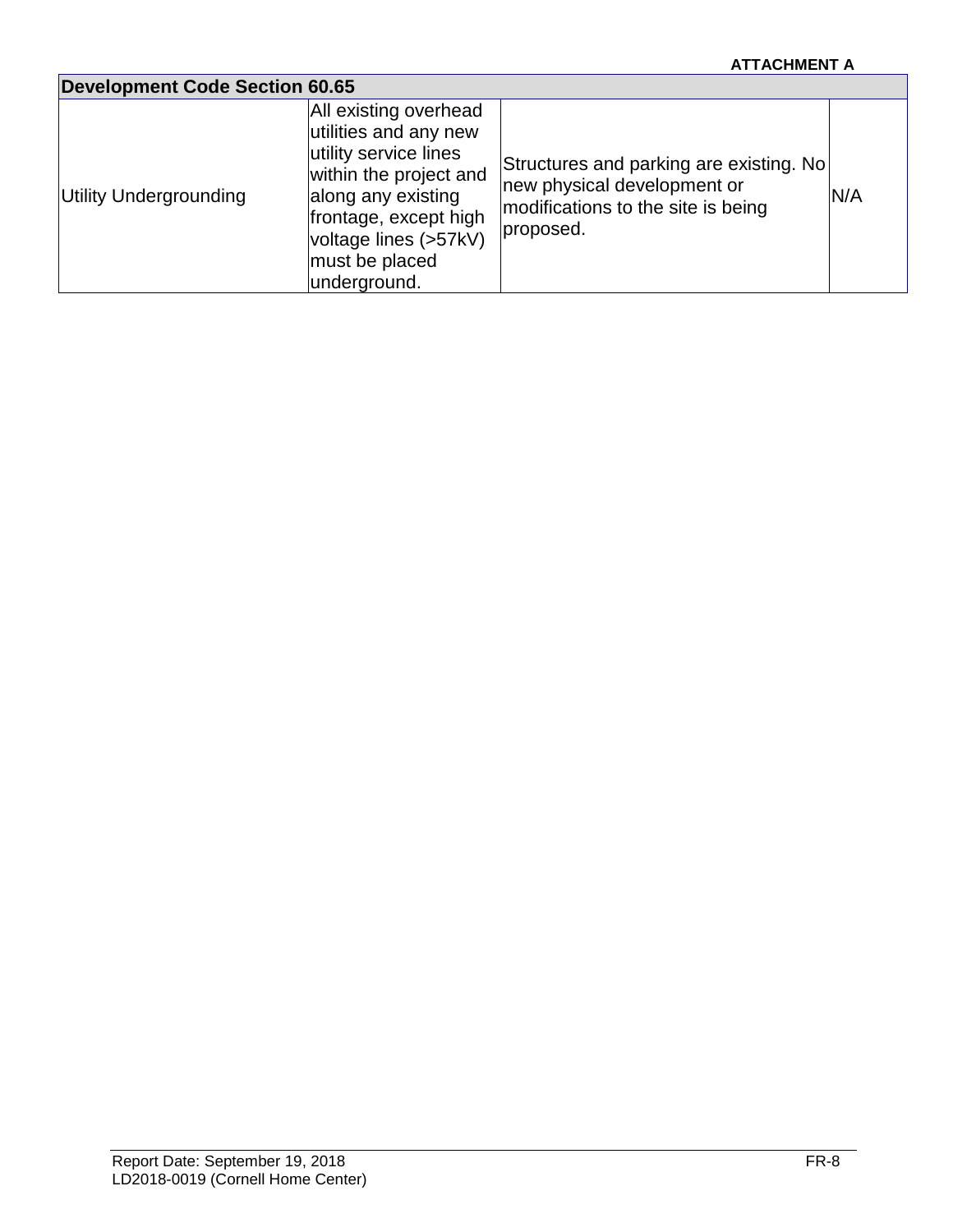**ATTACHMENT A**

| Development Code Section 60.65 | | | |
|---|---|---|---|
| Utility Undergrounding | All existing overhead utilities and any new utility service lines within the project and along any existing frontage, except high voltage lines (>57kV) must be placed underground. | Structures and parking are existing. No new physical development or modifications to the site is being proposed. | N/A |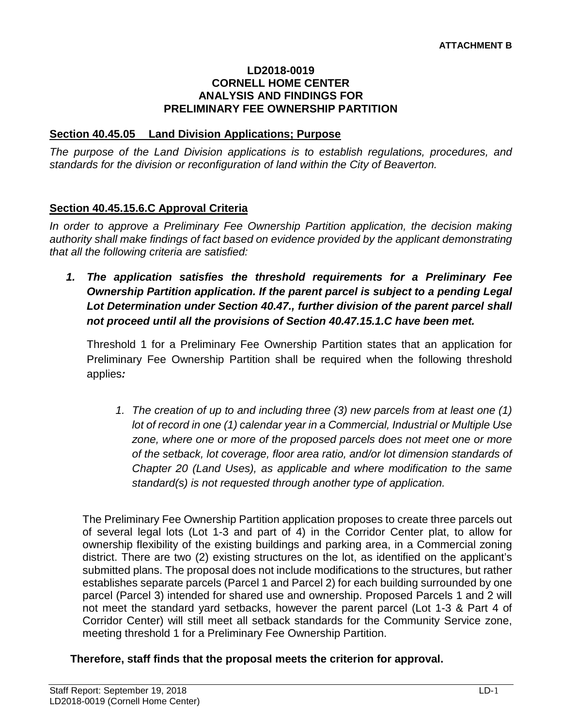ATTACHMENT B

**LD2018-0019**
**CORNELL HOME CENTER**
**ANALYSIS AND FINDINGS FOR**
**PRELIMINARY FEE OWNERSHIP PARTITION**

## Section 40.45.05 Land Division Applications; Purpose

*The purpose of the Land Division applications is to establish regulations, procedures, and standards for the division or reconfiguration of land within the City of Beaverton.*

## Section 40.45.15.6.C Approval Criteria

*In order to approve a Preliminary Fee Ownership Partition application, the decision making authority shall make findings of fact based on evidence provided by the applicant demonstrating that all the following criteria are satisfied:*

***1. The application satisfies the threshold requirements for a Preliminary Fee Ownership Partition application. If the parent parcel is subject to a pending Legal Lot Determination under Section 40.47., further division of the parent parcel shall not proceed until all the provisions of Section 40.47.15.1.C have been met.***

Threshold 1 for a Preliminary Fee Ownership Partition states that an application for Preliminary Fee Ownership Partition shall be required when the following threshold applies***:***

> *1. The creation of up to and including three (3) new parcels from at least one (1) lot of record in one (1) calendar year in a Commercial, Industrial or Multiple Use zone, where one or more of the proposed parcels does not meet one or more of the setback, lot coverage, floor area ratio, and/or lot dimension standards of Chapter 20 (Land Uses), as applicable and where modification to the same standard(s) is not requested through another type of application.*

The Preliminary Fee Ownership Partition application proposes to create three parcels out of several legal lots (Lot 1-3 and part of 4) in the Corridor Center plat, to allow for ownership flexibility of the existing buildings and parking area, in a Commercial zoning district. There are two (2) existing structures on the lot, as identified on the applicant's submitted plans. The proposal does not include modifications to the structures, but rather establishes separate parcels (Parcel 1 and Parcel 2) for each building surrounded by one parcel (Parcel 3) intended for shared use and ownership. Proposed Parcels 1 and 2 will not meet the standard yard setbacks, however the parent parcel (Lot 1-3 & Part 4 of Corridor Center) will still meet all setback standards for the Community Service zone, meeting threshold 1 for a Preliminary Fee Ownership Partition.

**Therefore, staff finds that the proposal meets the criterion for approval.**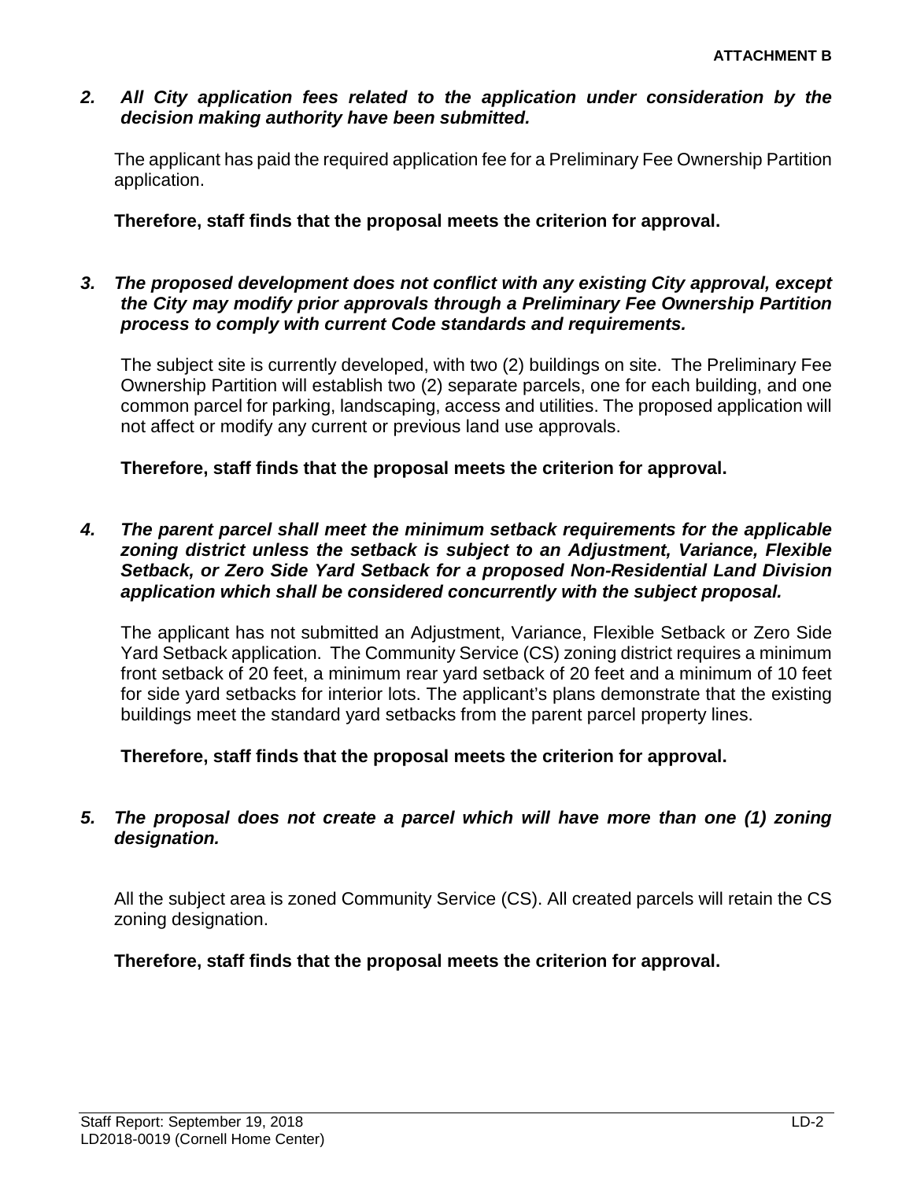*2. All City application fees related to the application under consideration by the decision making authority have been submitted.*

The applicant has paid the required application fee for a Preliminary Fee Ownership Partition application.

**Therefore, staff finds that the proposal meets the criterion for approval.**

*3. The proposed development does not conflict with any existing City approval, except the City may modify prior approvals through a Preliminary Fee Ownership Partition process to comply with current Code standards and requirements.*

The subject site is currently developed, with two (2) buildings on site. The Preliminary Fee Ownership Partition will establish two (2) separate parcels, one for each building, and one common parcel for parking, landscaping, access and utilities. The proposed application will not affect or modify any current or previous land use approvals.

**Therefore, staff finds that the proposal meets the criterion for approval.**

*4. The parent parcel shall meet the minimum setback requirements for the applicable zoning district unless the setback is subject to an Adjustment, Variance, Flexible Setback, or Zero Side Yard Setback for a proposed Non-Residential Land Division application which shall be considered concurrently with the subject proposal.*

The applicant has not submitted an Adjustment, Variance, Flexible Setback or Zero Side Yard Setback application. The Community Service (CS) zoning district requires a minimum front setback of 20 feet, a minimum rear yard setback of 20 feet and a minimum of 10 feet for side yard setbacks for interior lots. The applicant's plans demonstrate that the existing buildings meet the standard yard setbacks from the parent parcel property lines.

**Therefore, staff finds that the proposal meets the criterion for approval.**

*5. The proposal does not create a parcel which will have more than one (1) zoning designation.*

All the subject area is zoned Community Service (CS). All created parcels will retain the CS zoning designation.

**Therefore, staff finds that the proposal meets the criterion for approval.**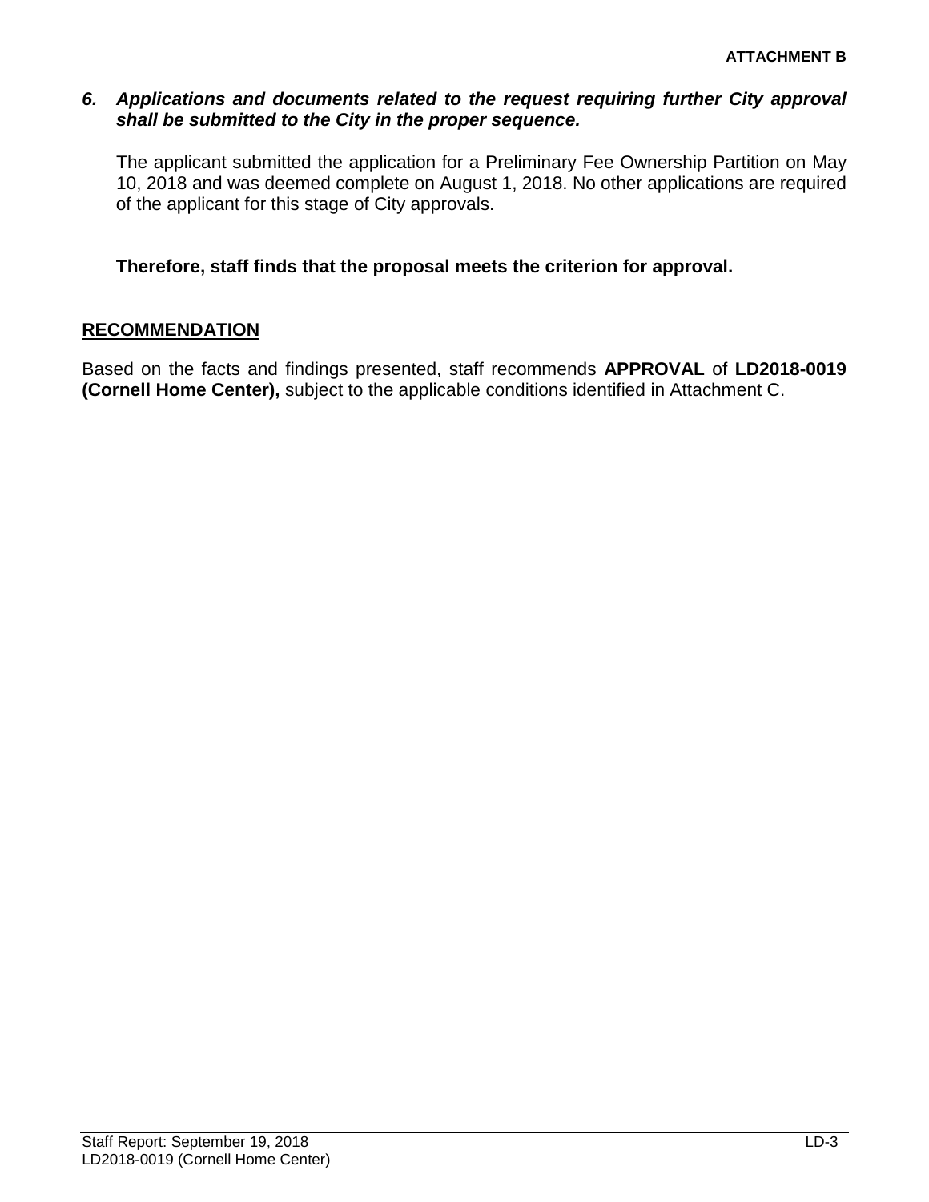**ATTACHMENT B**

***6. Applications and documents related to the request requiring further City approval shall be submitted to the City in the proper sequence.***

The applicant submitted the application for a Preliminary Fee Ownership Partition on May 10, 2018 and was deemed complete on August 1, 2018. No other applications are required of the applicant for this stage of City approvals.

**Therefore, staff finds that the proposal meets the criterion for approval.**

## RECOMMENDATION

Based on the facts and findings presented, staff recommends **APPROVAL** of **LD2018-0019 (Cornell Home Center),** subject to the applicable conditions identified in Attachment C.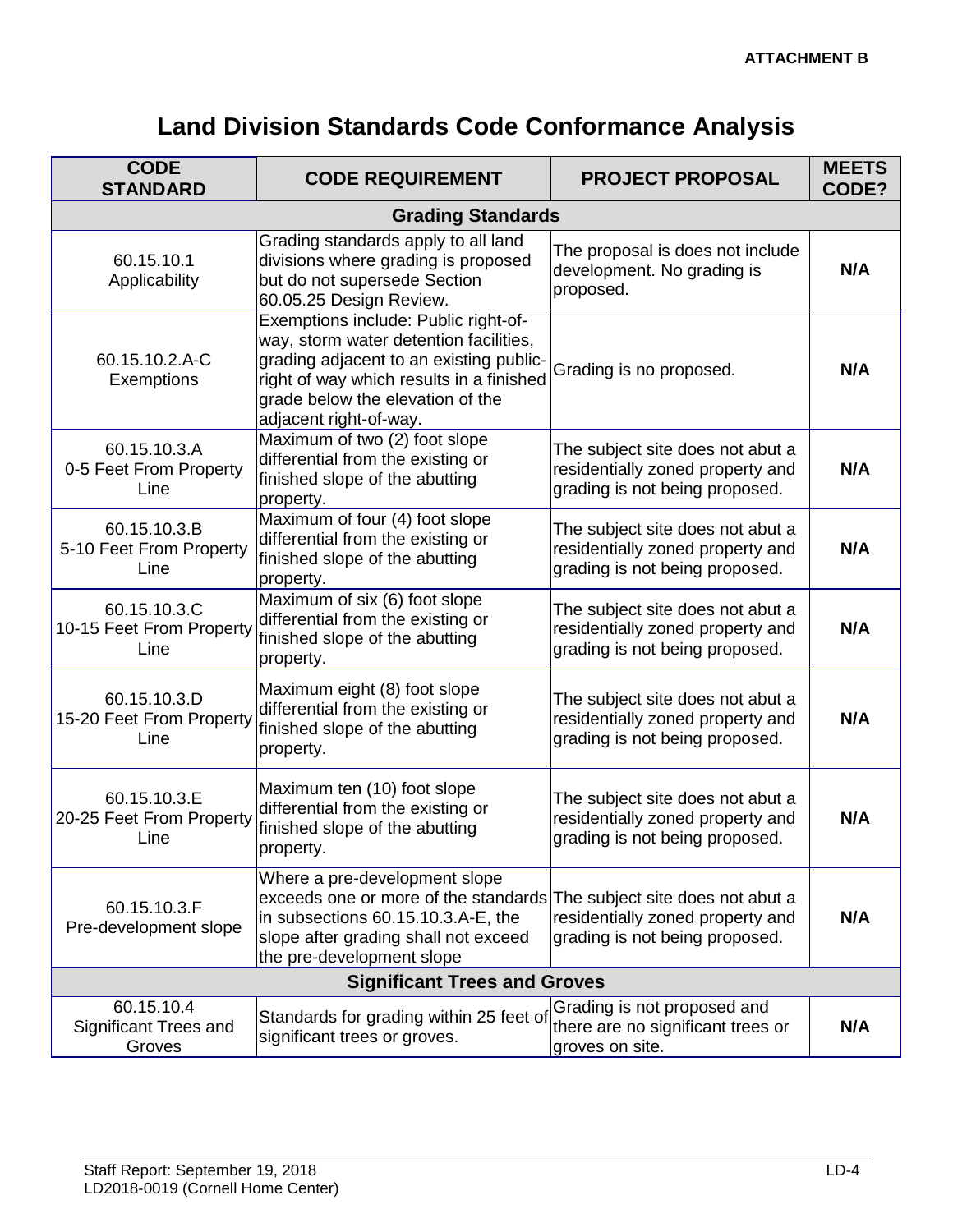**ATTACHMENT B**

# Land Division Standards Code Conformance Analysis

| CODE STANDARD | CODE REQUIREMENT | PROJECT PROPOSAL | MEETS CODE? |
|---|---|---|---|
| **Grading Standards** | | | |
| 60.15.10.1 Applicability | Grading standards apply to all land divisions where grading is proposed but do not supersede Section 60.05.25 Design Review. | The proposal is does not include development. No grading is proposed. | **N/A** |
| 60.15.10.2.A-C Exemptions | Exemptions include: Public right-of-way, storm water detention facilities, grading adjacent to an existing public-right of way which results in a finished grade below the elevation of the adjacent right-of-way. | Grading is no proposed. | **N/A** |
| 60.15.10.3.A 0-5 Feet From Property Line | Maximum of two (2) foot slope differential from the existing or finished slope of the abutting property. | The subject site does not abut a residentially zoned property and grading is not being proposed. | **N/A** |
| 60.15.10.3.B 5-10 Feet From Property Line | Maximum of four (4) foot slope differential from the existing or finished slope of the abutting property. | The subject site does not abut a residentially zoned property and grading is not being proposed. | **N/A** |
| 60.15.10.3.C 10-15 Feet From Property Line | Maximum of six (6) foot slope differential from the existing or finished slope of the abutting property. | The subject site does not abut a residentially zoned property and grading is not being proposed. | **N/A** |
| 60.15.10.3.D 15-20 Feet From Property Line | Maximum eight (8) foot slope differential from the existing or finished slope of the abutting property. | The subject site does not abut a residentially zoned property and grading is not being proposed. | **N/A** |
| 60.15.10.3.E 20-25 Feet From Property Line | Maximum ten (10) foot slope differential from the existing or finished slope of the abutting property. | The subject site does not abut a residentially zoned property and grading is not being proposed. | **N/A** |
| 60.15.10.3.F Pre-development slope | Where a pre-development slope exceeds one or more of the standards in subsections 60.15.10.3.A-E, the slope after grading shall not exceed the pre-development slope | The subject site does not abut a residentially zoned property and grading is not being proposed. | **N/A** |
| **Significant Trees and Groves** | | | |
| 60.15.10.4 Significant Trees and Groves | Standards for grading within 25 feet of significant trees or groves. | Grading is not proposed and there are no significant trees or groves on site. | **N/A** |

Staff Report: September 19, 2018
LD2018-0019 (Cornell Home Center)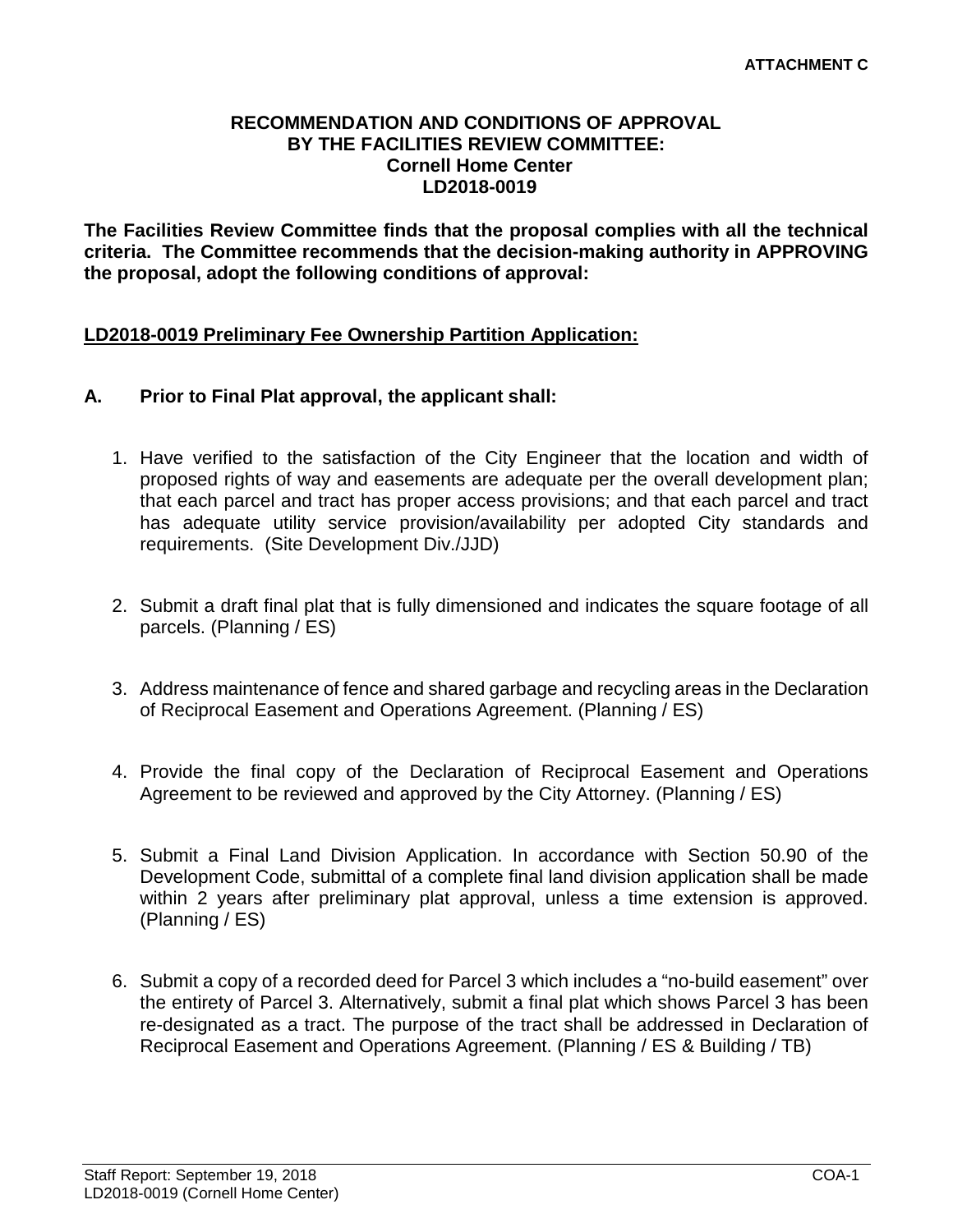**ATTACHMENT C**

# RECOMMENDATION AND CONDITIONS OF APPROVAL BY THE FACILITIES REVIEW COMMITTEE: Cornell Home Center LD2018-0019

**The Facilities Review Committee finds that the proposal complies with all the technical criteria. The Committee recommends that the decision-making authority in APPROVING the proposal, adopt the following conditions of approval:**

## LD2018-0019 Preliminary Fee Ownership Partition Application:

### A. Prior to Final Plat approval, the applicant shall:

1. Have verified to the satisfaction of the City Engineer that the location and width of proposed rights of way and easements are adequate per the overall development plan; that each parcel and tract has proper access provisions; and that each parcel and tract has adequate utility service provision/availability per adopted City standards and requirements. (Site Development Div./JJD)

2. Submit a draft final plat that is fully dimensioned and indicates the square footage of all parcels. (Planning / ES)

3. Address maintenance of fence and shared garbage and recycling areas in the Declaration of Reciprocal Easement and Operations Agreement. (Planning / ES)

4. Provide the final copy of the Declaration of Reciprocal Easement and Operations Agreement to be reviewed and approved by the City Attorney. (Planning / ES)

5. Submit a Final Land Division Application. In accordance with Section 50.90 of the Development Code, submittal of a complete final land division application shall be made within 2 years after preliminary plat approval, unless a time extension is approved. (Planning / ES)

6. Submit a copy of a recorded deed for Parcel 3 which includes a "no-build easement" over the entirety of Parcel 3. Alternatively, submit a final plat which shows Parcel 3 has been re-designated as a tract. The purpose of the tract shall be addressed in Declaration of Reciprocal Easement and Operations Agreement. (Planning / ES & Building / TB)